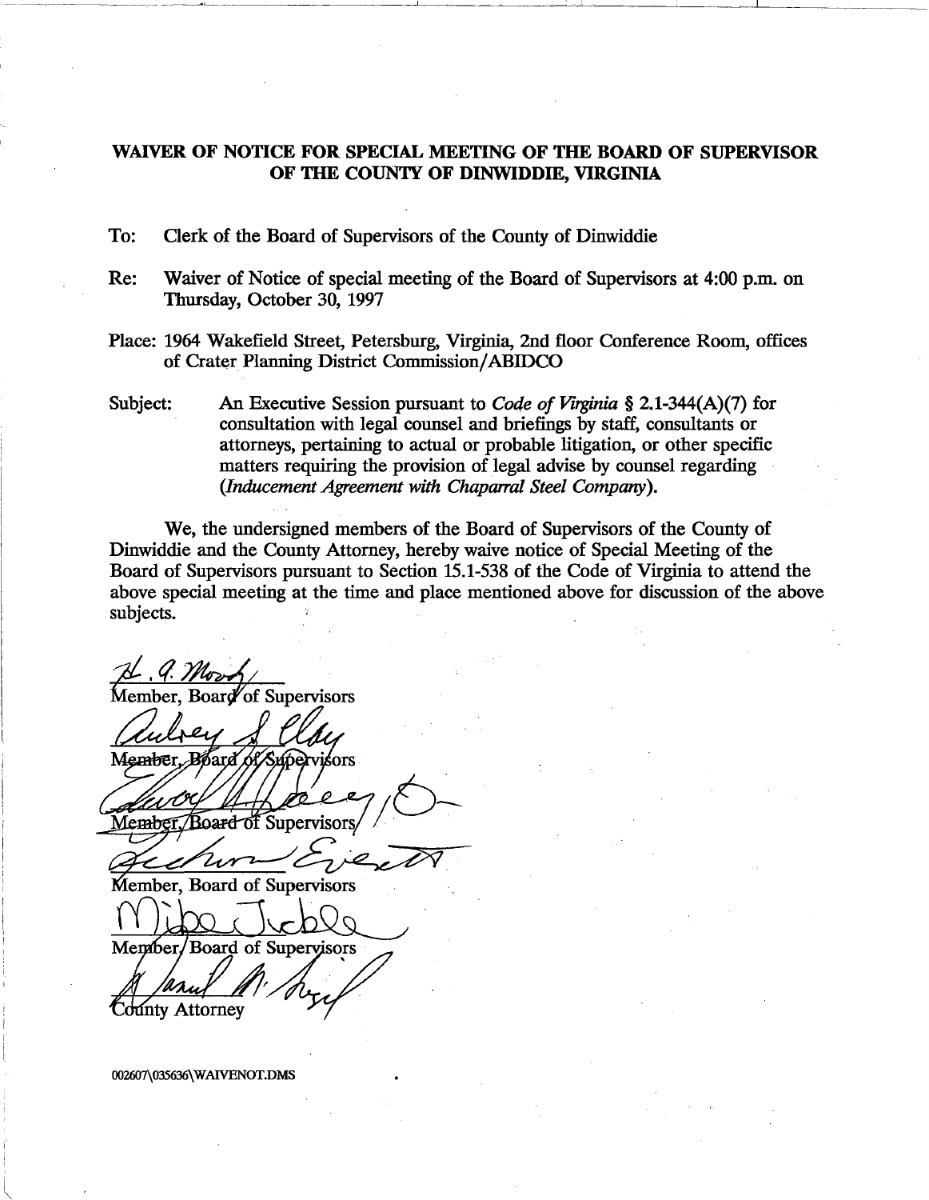**WAIVER OF NOTICE FOR SPECIAL MEETING OF THE BOARD OF SUPERVISOR OF THE COUNTY OF DINWIDDIE, VIRGINIA**

To: Clerk of the Board of Supervisors of the County of Dinwiddie

Re: Waiver of Notice of special meeting of the Board of Supervisors at 4:00 p.m. on Thursday, October 30, 1997

Place: 1964 Wakefield Street, Petersburg, Virginia, 2nd floor Conference Room, offices of Crater Planning District Commission/ABIDCO

Subject: An Executive Session pursuant to *Code of Virginia* § 2.1-344(A)(7) for consultation with legal counsel and briefings by staff, consultants or attorneys, pertaining to actual or probable litigation, or other specific matters requiring the provision of legal advise by counsel regarding (*Inducement Agreement with Chaparral Steel Company*).

We, the undersigned members of the Board of Supervisors of the County of Dinwiddie and the County Attorney, hereby waive notice of Special Meeting of the Board of Supervisors pursuant to Section 15.1-538 of the Code of Virginia to attend the above special meeting at the time and place mentioned above for discussion of the above subjects.

H. A. Moody
Member, Board of Supervisors

Aubrey S. Clay
Member, Board of Supervisors

Member, Board of Supervisors

Member, Board of Supervisors

Member, Board of Supervisors

County Attorney

002607\035636\WAIVENOT.DMS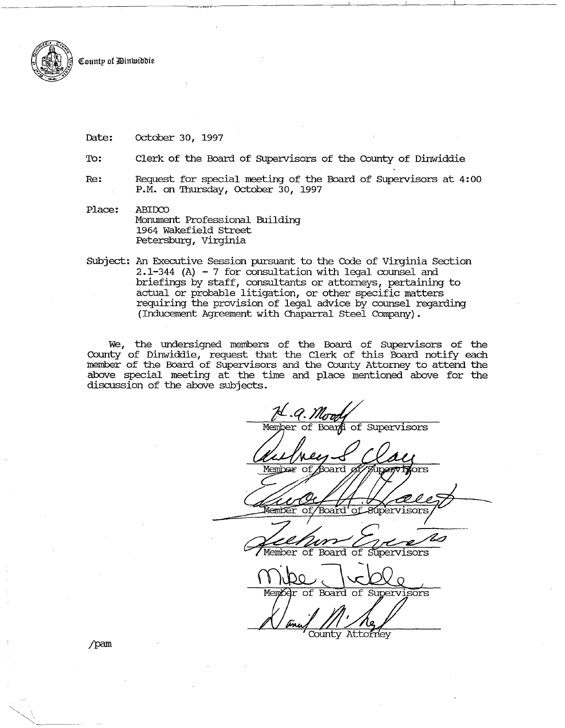County of Dinwiddie

Date: October 30, 1997

To: Clerk of the Board of Supervisors of the County of Dinwiddie

Re: Request for special meeting of the Board of Supervisors at 4:00 P.M. on Thursday, October 30, 1997

Place: ABIDCO
Monument Professional Building
1964 Wakefield Street
Petersburg, Virginia

Subject: An Executive Session pursuant to the Code of Virginia Section 2.1-344 (A) - 7 for consultation with legal counsel and briefings by staff, consultants or attorneys, pertaining to actual or probable litigation, or other specific matters requiring the provision of legal advice by counsel regarding (Inducement Agreement with Chaparral Steel Company).

We, the undersigned members of the Board of Supervisors of the County of Dinwiddie, request that the Clerk of this Board notify each member of the Board of Supervisors and the County Attorney to attend the above special meeting at the time and place mentioned above for the discussion of the above subjects.

H. A. Moody
Member of Board of Supervisors

Aubrey S. Clay
Member of Board of Supervisors

Donald L. Haraway
Member of Board of Supervisors

Leenora Everett
Member of Board of Supervisors

Mike Tickle
Member of Board of Supervisors

Daniel M. Siegel
County Attorney

/pam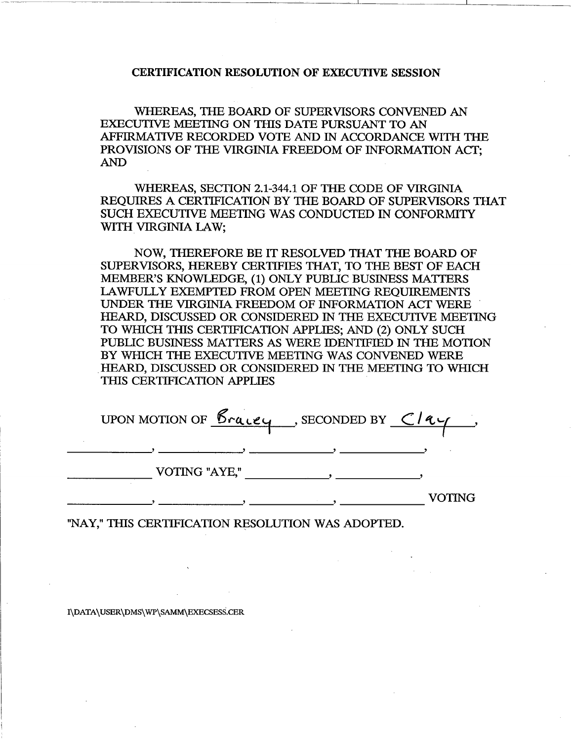## CERTIFICATION RESOLUTION OF EXECUTIVE SESSION

WHEREAS, THE BOARD OF SUPERVISORS CONVENED AN EXECUTIVE MEETING ON THIS DATE PURSUANT TO AN AFFIRMATIVE RECORDED VOTE AND IN ACCORDANCE WITH THE PROVISIONS OF THE VIRGINIA FREEDOM OF INFORMATION ACT; AND

WHEREAS, SECTION 2.1-344.1 OF THE CODE OF VIRGINIA REQUIRES A CERTIFICATION BY THE BOARD OF SUPERVISORS THAT SUCH EXECUTIVE MEETING WAS CONDUCTED IN CONFORMITY WITH VIRGINIA LAW;

NOW, THEREFORE BE IT RESOLVED THAT THE BOARD OF SUPERVISORS, HEREBY CERTIFIES THAT, TO THE BEST OF EACH MEMBER'S KNOWLEDGE, (1) ONLY PUBLIC BUSINESS MATTERS LAWFULLY EXEMPTED FROM OPEN MEETING REQUIREMENTS UNDER THE VIRGINIA FREEDOM OF INFORMATION ACT WERE HEARD, DISCUSSED OR CONSIDERED IN THE EXECUTIVE MEETING TO WHICH THIS CERTIFICATION APPLIES; AND (2) ONLY SUCH PUBLIC BUSINESS MATTERS AS WERE IDENTIFIED IN THE MOTION BY WHICH THE EXECUTIVE MEETING WAS CONVENED WERE HEARD, DISCUSSED OR CONSIDERED IN THE MEETING TO WHICH THIS CERTIFICATION APPLIES

UPON MOTION OF Bracey, SECONDED BY Clay,

\_\_\_\_\_\_\_\_\_\_, \_\_\_\_\_\_\_\_\_\_, \_\_\_\_\_\_\_\_\_\_, \_\_\_\_\_\_\_\_\_\_,

\_\_\_\_\_\_\_\_\_\_ VOTING "AYE," \_\_\_\_\_\_\_\_\_\_, \_\_\_\_\_\_\_\_\_\_,

\_\_\_\_\_\_\_\_\_\_, \_\_\_\_\_\_\_\_\_\_, \_\_\_\_\_\_\_\_\_\_, \_\_\_\_\_\_\_\_\_\_ VOTING

"NAY," THIS CERTIFICATION RESOLUTION WAS ADOPTED.

I\DATA\USER\DMS\WP\SAMM\EXECSESS.CER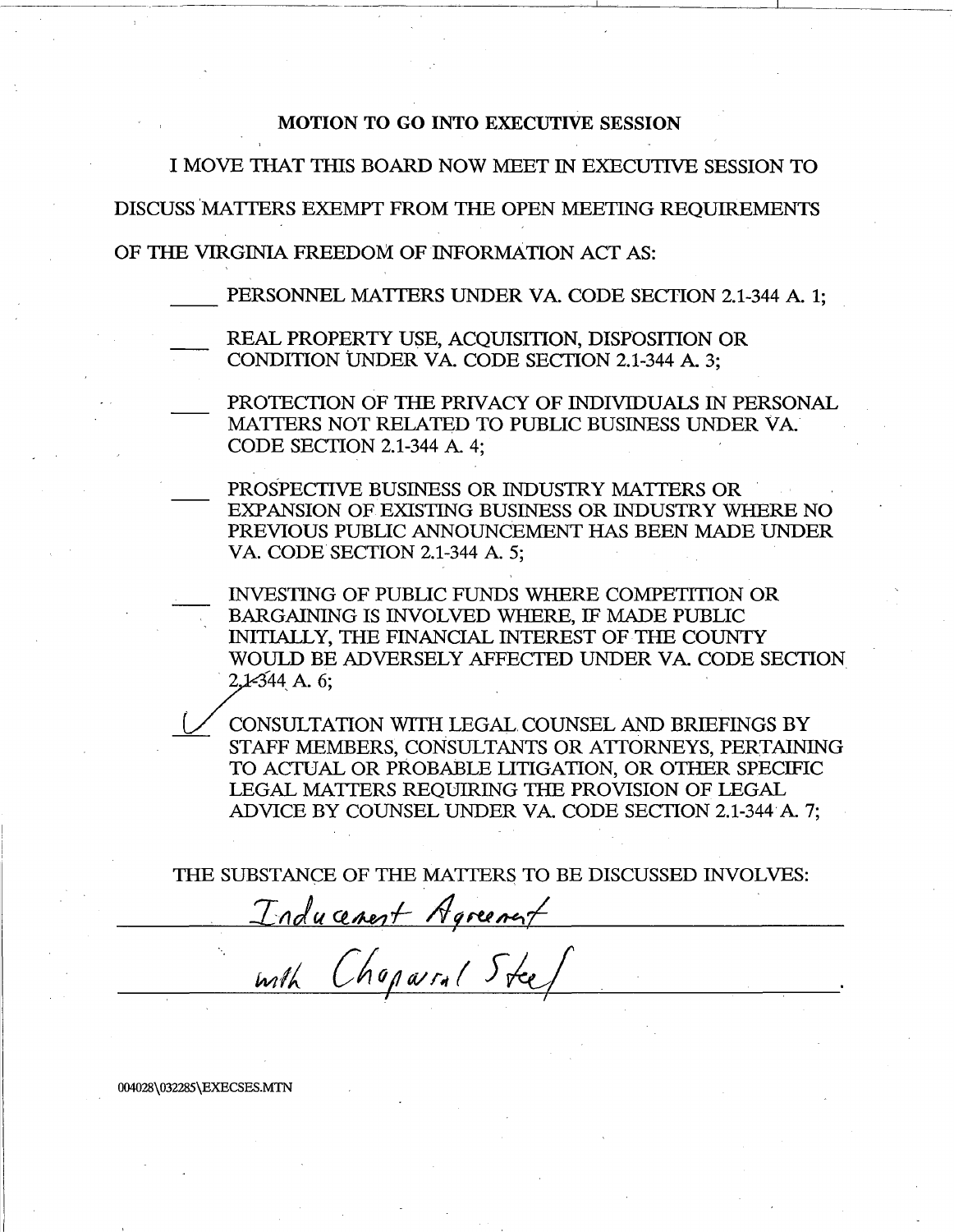## MOTION TO GO INTO EXECUTIVE SESSION

I MOVE THAT THIS BOARD NOW MEET IN EXECUTIVE SESSION TO DISCUSS MATTERS EXEMPT FROM THE OPEN MEETING REQUIREMENTS OF THE VIRGINIA FREEDOM OF INFORMATION ACT AS:

- [ ] PERSONNEL MATTERS UNDER VA. CODE SECTION 2.1-344 A. 1;
- [ ] REAL PROPERTY USE, ACQUISITION, DISPOSITION OR CONDITION UNDER VA. CODE SECTION 2.1-344 A. 3;
- [ ] PROTECTION OF THE PRIVACY OF INDIVIDUALS IN PERSONAL MATTERS NOT RELATED TO PUBLIC BUSINESS UNDER VA. CODE SECTION 2.1-344 A. 4;
- [ ] PROSPECTIVE BUSINESS OR INDUSTRY MATTERS OR EXPANSION OF EXISTING BUSINESS OR INDUSTRY WHERE NO PREVIOUS PUBLIC ANNOUNCEMENT HAS BEEN MADE UNDER VA. CODE SECTION 2.1-344 A. 5;
- [ ] INVESTING OF PUBLIC FUNDS WHERE COMPETITION OR BARGAINING IS INVOLVED WHERE, IF MADE PUBLIC INITIALLY, THE FINANCIAL INTEREST OF THE COUNTY WOULD BE ADVERSELY AFFECTED UNDER VA. CODE SECTION 2.1-344 A. 6;
- [x] CONSULTATION WITH LEGAL COUNSEL AND BRIEFINGS BY STAFF MEMBERS, CONSULTANTS OR ATTORNEYS, PERTAINING TO ACTUAL OR PROBABLE LITIGATION, OR OTHER SPECIFIC LEGAL MATTERS REQUIRING THE PROVISION OF LEGAL ADVICE BY COUNSEL UNDER VA. CODE SECTION 2.1-344 A. 7;

THE SUBSTANCE OF THE MATTERS TO BE DISCUSSED INVOLVES:

*Inducement Agreement with Chaparral Steel*.

004028\032285\EXECSES.MTN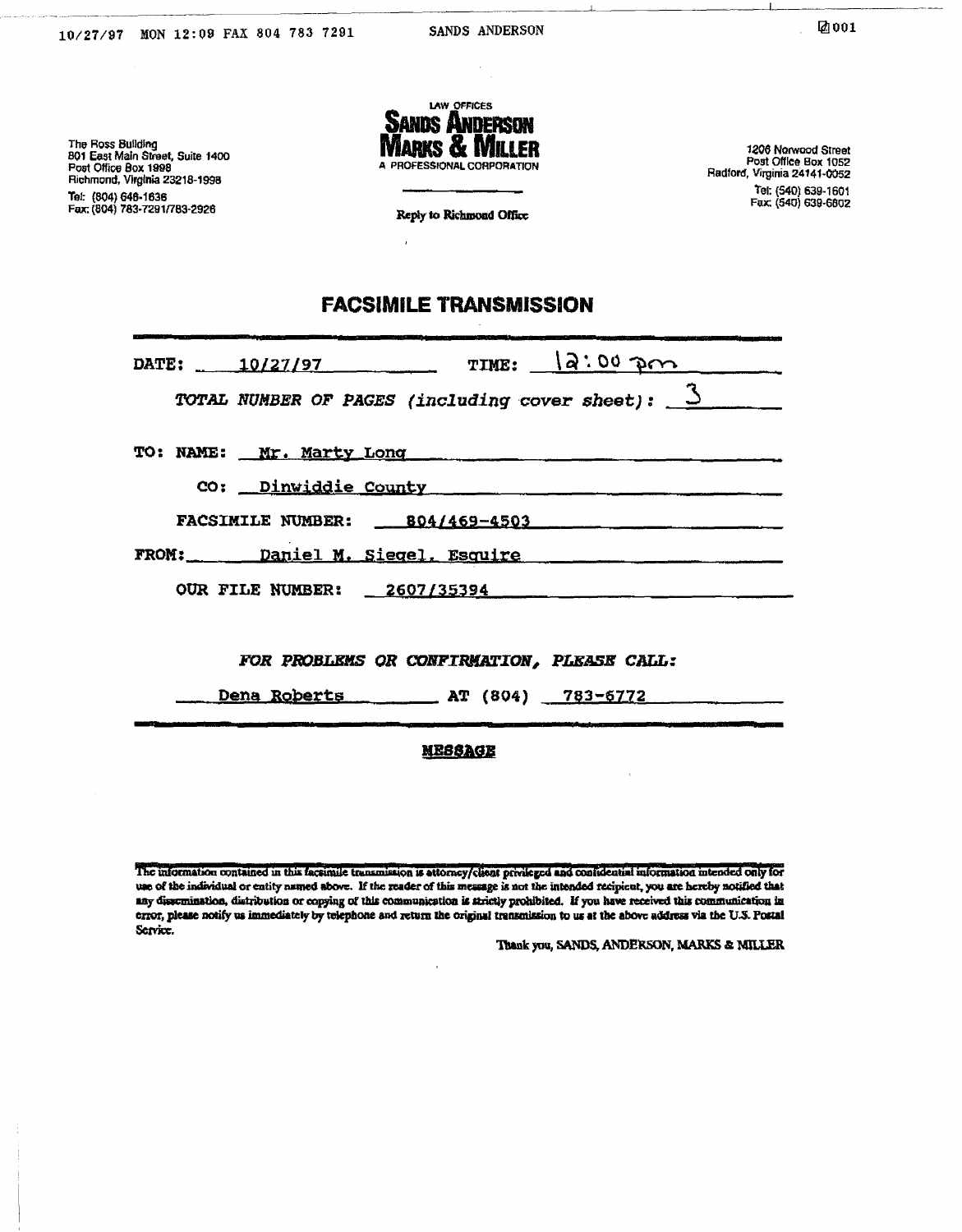10/27/97 MON 12:09 FAX 804 783 7291 SANDS ANDERSON

The Ross Building
801 East Main Street, Suite 1400
Post Office Box 1998
Richmond, Virginia 23218-1998
Tel: (804) 648-1636
Fax: (804) 783-7291/783-2926

LAW OFFICES
**SANDS ANDERSON MARKS & MILLER**
A PROFESSIONAL CORPORATION

Reply to Richmond Office

1206 Norwood Street
Post Office Box 1052
Radford, Virginia 24141-0052
Tel: (540) 639-1601
Fax: (540) 639-6802

# FACSIMILE TRANSMISSION

DATE: 10/27/97 TIME: 12:00 pm

*TOTAL NUMBER OF PAGES (including cover sheet):* 3

TO: NAME: Mr. Marty Long

CO: Dinwiddie County

FACSIMILE NUMBER: 804/469-4503

FROM: Daniel M. Siegel, Esquire

OUR FILE NUMBER: 2607/35394

*FOR PROBLEMS OR CONFIRMATION, PLEASE CALL:*

Dena Roberts AT (804) 783-6772

**MESSAGE**

The information contained in this facsimile transmission is attorney/client privileged and confidential information intended only for use of the individual or entity named above. If the reader of this message is not the intended recipient, you are hereby notified that any dissemination, distribution or copying of this communication is strictly prohibited. If you have received this communication in error, please notify us immediately by telephone and return the original transmission to us at the above address via the U.S. Postal Service.

Thank you, SANDS, ANDERSON, MARKS & MILLER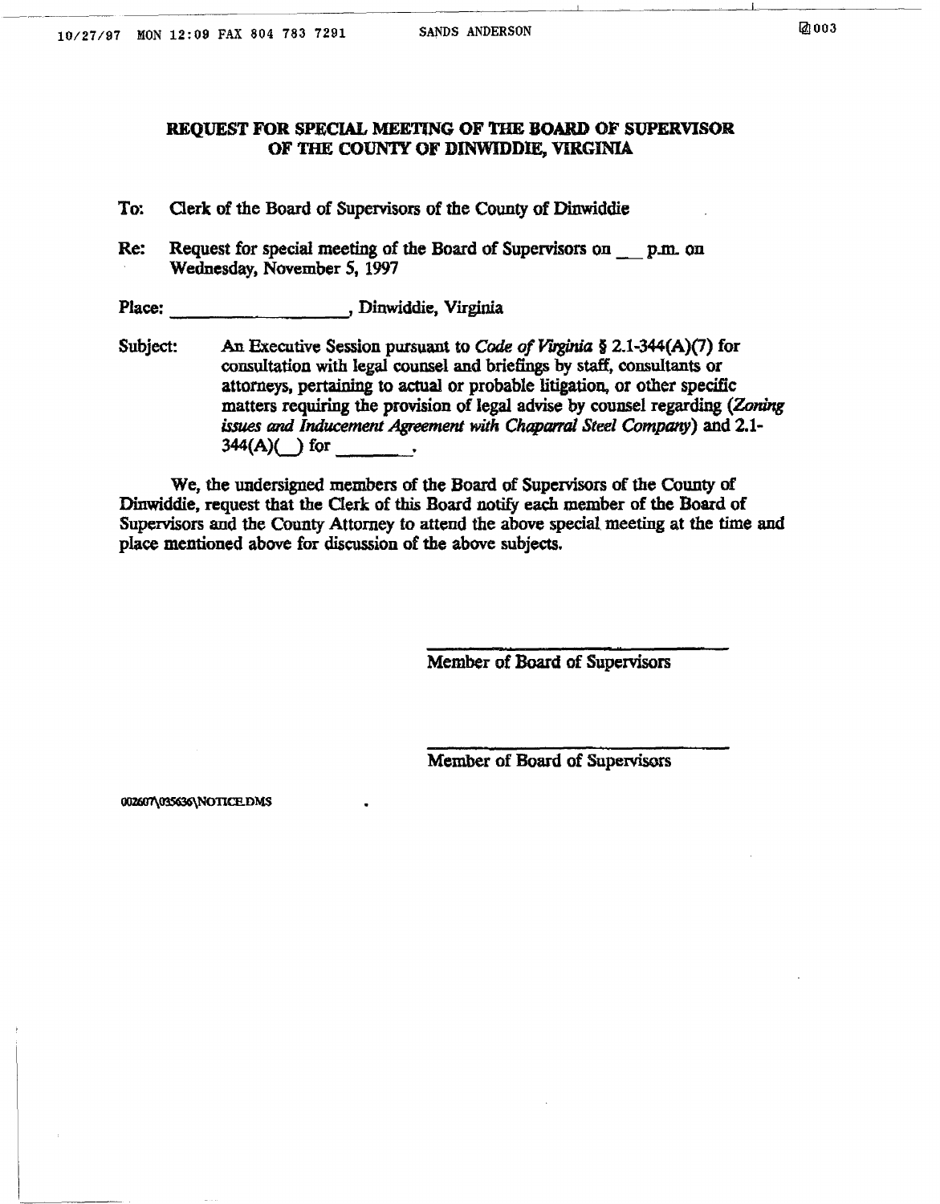## REQUEST FOR SPECIAL MEETING OF THE BOARD OF SUPERVISOR OF THE COUNTY OF DINWIDDIE, VIRGINIA

**To:** Clerk of the Board of Supervisors of the County of Dinwiddie

**Re:** Request for special meeting of the Board of Supervisors on ___ p.m. on Wednesday, November 5, 1997

**Place:** __________________, Dinwiddie, Virginia

**Subject:** An Executive Session pursuant to *Code of Virginia* § 2.1-344(A)(7) for consultation with legal counsel and briefings by staff, consultants or attorneys, pertaining to actual or probable litigation, or other specific matters requiring the provision of legal advise by counsel regarding (*Zoning issues and Inducement Agreement with Chaparral Steel Company*) and 2.1-344(A)(\_\_) for \_\_\_\_\_\_\_.

We, the undersigned members of the Board of Supervisors of the County of Dinwiddie, request that the Clerk of this Board notify each member of the Board of Supervisors and the County Attorney to attend the above special meeting at the time and place mentioned above for discussion of the above subjects.

\_\_\_\_\_\_\_\_\_\_\_\_\_\_\_\_\_\_\_\_\_\_\_\_\_\_\_\_\_\_
Member of Board of Supervisors

\_\_\_\_\_\_\_\_\_\_\_\_\_\_\_\_\_\_\_\_\_\_\_\_\_\_\_\_\_\_
Member of Board of Supervisors

002607\035636\NOTICE.DMS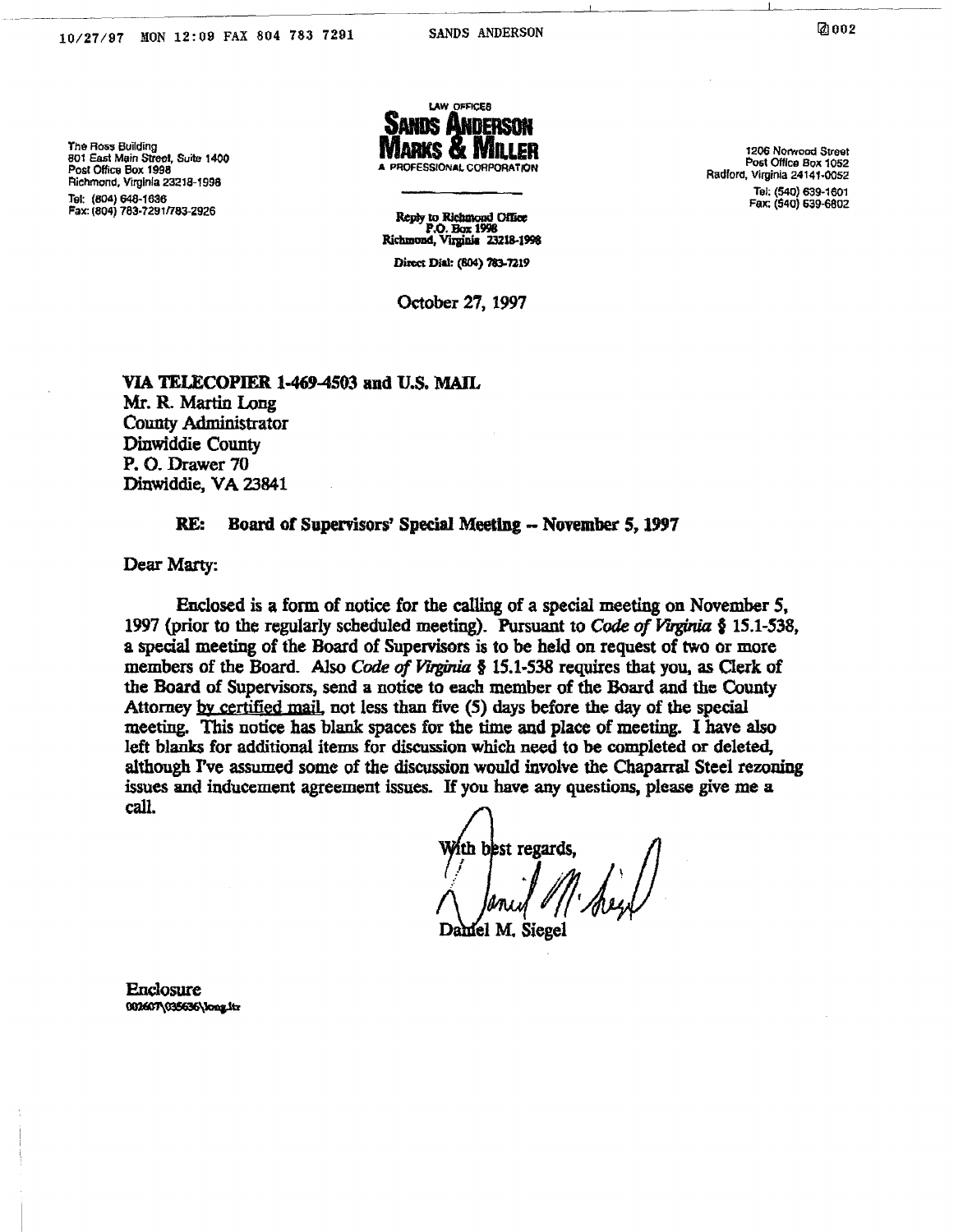LAW OFFICES

**SANDS ANDERSON MARKS & MILLER**

A PROFESSIONAL CORPORATION

The Ross Building
801 East Main Street, Suite 1400
Post Office Box 1998
Richmond, Virginia 23218-1998
Tel: (804) 648-1636
Fax: (804) 783-7291/783-2926

1206 Norwood Street
Post Office Box 1052
Radford, Virginia 24141-0052
Tel: (540) 639-1601
Fax: (540) 639-6802

Reply to Richmond Office
P.O. Box 1998
Richmond, Virginia 23218-1998

Direct Dial: (804) 783-7219

October 27, 1997

**VIA TELECOPIER 1-469-4503 and U.S. MAIL**
Mr. R. Martin Long
County Administrator
Dinwiddie County
P. O. Drawer 70
Dinwiddie, VA 23841

**RE: Board of Supervisors' Special Meeting -- November 5, 1997**

Dear Marty:

Enclosed is a form of notice for the calling of a special meeting on November 5, 1997 (prior to the regularly scheduled meeting). Pursuant to *Code of Virginia* § 15.1-538, a special meeting of the Board of Supervisors is to be held on request of two or more members of the Board. Also *Code of Virginia* § 15.1-538 requires that you, as Clerk of the Board of Supervisors, send a notice to each member of the Board and the County Attorney by certified mail, not less than five (5) days before the day of the special meeting. This notice has blank spaces for the time and place of meeting. I have also left blanks for additional items for discussion which need to be completed or deleted, although I've assumed some of the discussion would involve the Chaparral Steel rezoning issues and inducement agreement issues. If you have any questions, please give me a call.

With best regards,

Daniel M. Siegel

Enclosure
002607\035636\long.ltr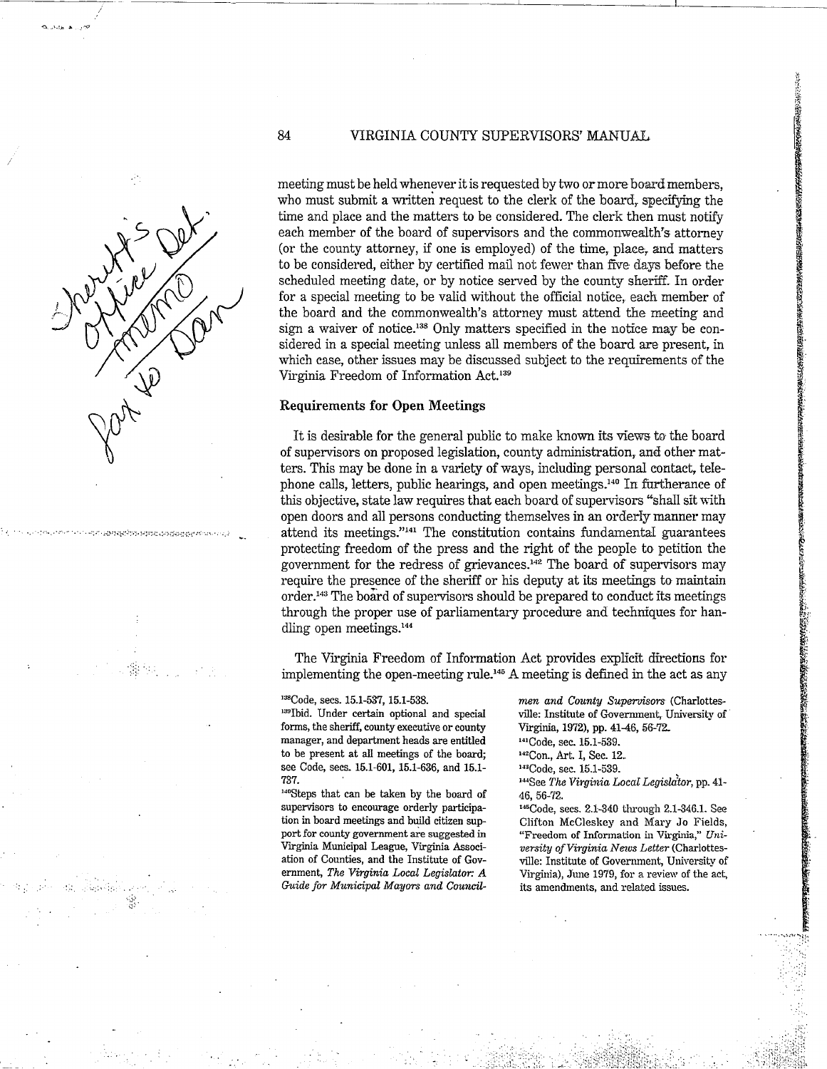meeting must be held whenever it is requested by two or more board members, who must submit a written request to the clerk of the board, specifying the time and place and the matters to be considered. The clerk then must notify each member of the board of supervisors and the commonwealth's attorney (or the county attorney, if one is employed) of the time, place, and matters to be considered, either by certified mail not fewer than five days before the scheduled meeting date, or by notice served by the county sheriff. In order for a special meeting to be valid without the official notice, each member of the board and the commonwealth's attorney must attend the meeting and sign a waiver of notice.[138] Only matters specified in the notice may be considered in a special meeting unless all members of the board are present, in which case, other issues may be discussed subject to the requirements of the Virginia Freedom of Information Act.[139]

Sheriff's Dept. Office memo Pat to Dan

## Requirements for Open Meetings

It is desirable for the general public to make known its views to the board of supervisors on proposed legislation, county administration, and other matters. This may be done in a variety of ways, including personal contact, telephone calls, letters, public hearings, and open meetings.[140] In furtherance of this objective, state law requires that each board of supervisors "shall sit with open doors and all persons conducting themselves in an orderly manner may attend its meetings."[141] The constitution contains fundamental guarantees protecting freedom of the press and the right of the people to petition the government for the redress of grievances.[142] The board of supervisors may require the presence of the sheriff or his deputy at its meetings to maintain order.[143] The board of supervisors should be prepared to conduct its meetings through the proper use of parliamentary procedure and techniques for handling open meetings.[144]

The Virginia Freedom of Information Act provides explicit directions for implementing the open-meeting rule.[145] A meeting is defined in the act as any

[138]Code, secs. 15.1-537, 15.1-538.

[139]Ibid. Under certain optional and special forms, the sheriff, county executive or county manager, and department heads are entitled to be present at all meetings of the board; see Code, secs. 15.1-601, 15.1-636, and 15.1-737.

[140]Steps that can be taken by the board of supervisors to encourage orderly participation in board meetings and build citizen support for county government are suggested in Virginia Municipal League, Virginia Association of Counties, and the Institute of Government, *The Virginia Local Legislator: A Guide for Municipal Mayors and Councilmen and County Supervisors* (Charlottesville: Institute of Government, University of Virginia, 1972), pp. 41-46, 56-72.

[141]Code, sec. 15.1-539.

[142]Con., Art. I, Sec. 12.

[143]Code, sec. 15.1-539.

[144]See *The Virginia Local Legislator*, pp. 41-46, 56-72.

[145]Code, secs. 2.1-340 through 2.1-346.1. See Clifton McCleskey and Mary Jo Fields, "Freedom of Information in Virginia," *University of Virginia News Letter* (Charlottesville: Institute of Government, University of Virginia), June 1979, for a review of the act, its amendments, and related issues.